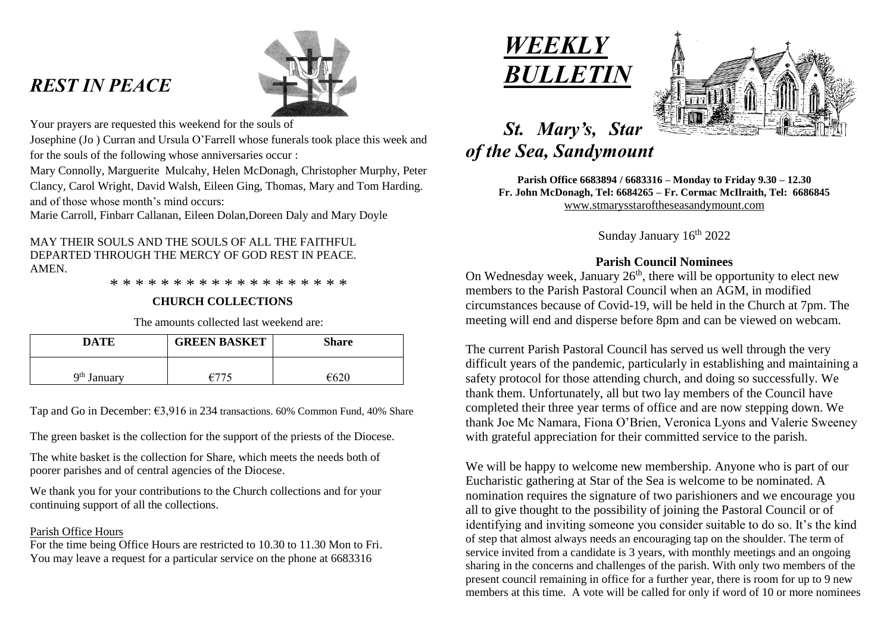# *REST IN PEACE*

Your prayers are requested this weekend for the souls of

Josephine (Jo ) Curran and Ursula O'Farrell whose funerals took place this week and for the souls of the following whose anniversaries occur :

Mary Connolly, Marguerite Mulcahy, Helen McDonagh, Christopher Murphy, Peter Clancy, Carol Wright, David Walsh, Eileen Ging, Thomas, Mary and Tom Harding. and of those whose month's mind occurs:

Marie Carroll, Finbarr Callanan, Eileen Dolan,Doreen Daly and Mary Doyle

MAY THEIR SOULS AND THE SOULS OF ALL THE FAITHFUL DEPARTED THROUGH THE MERCY OF GOD REST IN PEACE. AMEN.

\* \* \* \* \* \* \* \* \* \* \* \* \* \* \* \* \* \* \*

**CHURCH COLLECTIONS**

The amounts collected last weekend are:

| DATE | GREEN BASKET | Share |
|---|---|---|
| 9th January | €775 | €620 |

Tap and Go in December: €3,916 in 234 transactions. 60% Common Fund, 40% Share

The green basket is the collection for the support of the priests of the Diocese.

The white basket is the collection for Share, which meets the needs both of poorer parishes and of central agencies of the Diocese.

We thank you for your contributions to the Church collections and for your continuing support of all the collections.

Parish Office Hours

For the time being Office Hours are restricted to 10.30 to 11.30 Mon to Fri. You may leave a request for a particular service on the phone at 6683316

# *WEEKLY BULLETIN*

## *St. Mary's, Star of the Sea, Sandymount*

**Parish Office 6683894 / 6683316 – Monday to Friday 9.30 – 12.30**
**Fr. John McDonagh, Tel: 6684265 – Fr. Cormac McIlraith, Tel: 6686845**
www.stmarysstaroftheseasandymount.com

Sunday January 16th 2022

**Parish Council Nominees**

On Wednesday week, January 26th, there will be opportunity to elect new members to the Parish Pastoral Council when an AGM, in modified circumstances because of Covid-19, will be held in the Church at 7pm. The meeting will end and disperse before 8pm and can be viewed on webcam.

The current Parish Pastoral Council has served us well through the very difficult years of the pandemic, particularly in establishing and maintaining a safety protocol for those attending church, and doing so successfully. We thank them. Unfortunately, all but two lay members of the Council have completed their three year terms of office and are now stepping down. We thank Joe Mc Namara, Fiona O'Brien, Veronica Lyons and Valerie Sweeney with grateful appreciation for their committed service to the parish.

We will be happy to welcome new membership. Anyone who is part of our Eucharistic gathering at Star of the Sea is welcome to be nominated. A nomination requires the signature of two parishioners and we encourage you all to give thought to the possibility of joining the Pastoral Council or of identifying and inviting someone you consider suitable to do so. It's the kind of step that almost always needs an encouraging tap on the shoulder. The term of service invited from a candidate is 3 years, with monthly meetings and an ongoing sharing in the concerns and challenges of the parish. With only two members of the present council remaining in office for a further year, there is room for up to 9 new members at this time. A vote will be called for only if word of 10 or more nominees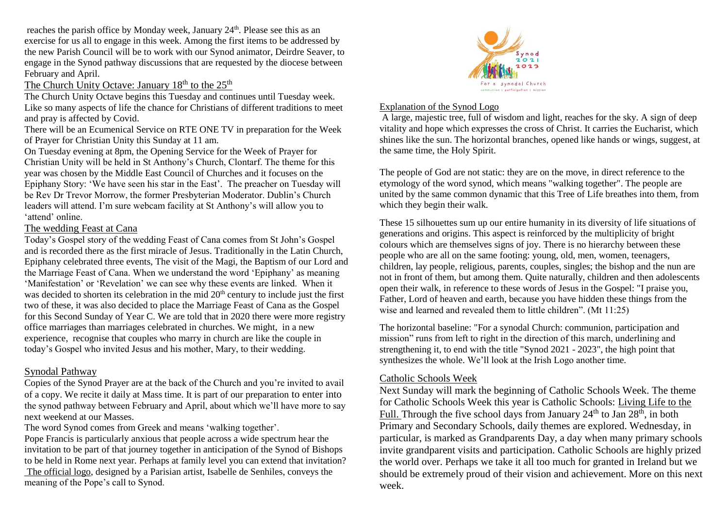reaches the parish office by Monday week, January 24th. Please see this as an exercise for us all to engage in this week. Among the first items to be addressed by the new Parish Council will be to work with our Synod animator, Deirdre Seaver, to engage in the Synod pathway discussions that are requested by the diocese between February and April.

## The Church Unity Octave: January 18th to the 25th

The Church Unity Octave begins this Tuesday and continues until Tuesday week. Like so many aspects of life the chance for Christians of different traditions to meet and pray is affected by Covid.

There will be an Ecumenical Service on RTE ONE TV in preparation for the Week of Prayer for Christian Unity this Sunday at 11 am.

On Tuesday evening at 8pm, the Opening Service for the Week of Prayer for Christian Unity will be held in St Anthony's Church, Clontarf. The theme for this year was chosen by the Middle East Council of Churches and it focuses on the Epiphany Story: 'We have seen his star in the East'. The preacher on Tuesday will be Rev Dr Trevor Morrow, the former Presbyterian Moderator. Dublin's Church leaders will attend. I'm sure webcam facility at St Anthony's will allow you to 'attend' online.

## The wedding Feast at Cana

Today's Gospel story of the wedding Feast of Cana comes from St John's Gospel and is recorded there as the first miracle of Jesus. Traditionally in the Latin Church, Epiphany celebrated three events, The visit of the Magi, the Baptism of our Lord and the Marriage Feast of Cana. When we understand the word 'Epiphany' as meaning 'Manifestation' or 'Revelation' we can see why these events are linked. When it was decided to shorten its celebration in the mid 20th century to include just the first two of these, it was also decided to place the Marriage Feast of Cana as the Gospel for this Second Sunday of Year C. We are told that in 2020 there were more registry office marriages than marriages celebrated in churches. We might, in a new experience, recognise that couples who marry in church are like the couple in today's Gospel who invited Jesus and his mother, Mary, to their wedding.

## Synodal Pathway

Copies of the Synod Prayer are at the back of the Church and you're invited to avail of a copy. We recite it daily at Mass time. It is part of our preparation to enter into the synod pathway between February and April, about which we'll have more to say next weekend at our Masses.

The word Synod comes from Greek and means 'walking together'.

Pope Francis is particularly anxious that people across a wide spectrum hear the invitation to be part of that journey together in anticipation of the Synod of Bishops to be held in Rome next year. Perhaps at family level you can extend that invitation? The official logo, designed by a Parisian artist, Isabelle de Senhiles, conveys the meaning of the Pope's call to Synod.

Synod 2021 2023
For a synodal Church
communion | participation | mission

## Explanation of the Synod Logo

A large, majestic tree, full of wisdom and light, reaches for the sky. A sign of deep vitality and hope which expresses the cross of Christ. It carries the Eucharist, which shines like the sun. The horizontal branches, opened like hands or wings, suggest, at the same time, the Holy Spirit.

The people of God are not static: they are on the move, in direct reference to the etymology of the word synod, which means "walking together". The people are united by the same common dynamic that this Tree of Life breathes into them, from which they begin their walk.

These 15 silhouettes sum up our entire humanity in its diversity of life situations of generations and origins. This aspect is reinforced by the multiplicity of bright colours which are themselves signs of joy. There is no hierarchy between these people who are all on the same footing: young, old, men, women, teenagers, children, lay people, religious, parents, couples, singles; the bishop and the nun are not in front of them, but among them. Quite naturally, children and then adolescents open their walk, in reference to these words of Jesus in the Gospel: "I praise you, Father, Lord of heaven and earth, because you have hidden these things from the wise and learned and revealed them to little children". (Mt 11:25)

The horizontal baseline: "For a synodal Church: communion, participation and mission" runs from left to right in the direction of this march, underlining and strengthening it, to end with the title "Synod 2021 - 2023", the high point that synthesizes the whole. We'll look at the Irish Logo another time.

## Catholic Schools Week

Next Sunday will mark the beginning of Catholic Schools Week. The theme for Catholic Schools Week this year is Catholic Schools: Living Life to the Full. Through the five school days from January 24th to Jan 28th, in both Primary and Secondary Schools, daily themes are explored. Wednesday, in particular, is marked as Grandparents Day, a day when many primary schools invite grandparent visits and participation. Catholic Schools are highly prized the world over. Perhaps we take it all too much for granted in Ireland but we should be extremely proud of their vision and achievement. More on this next week.